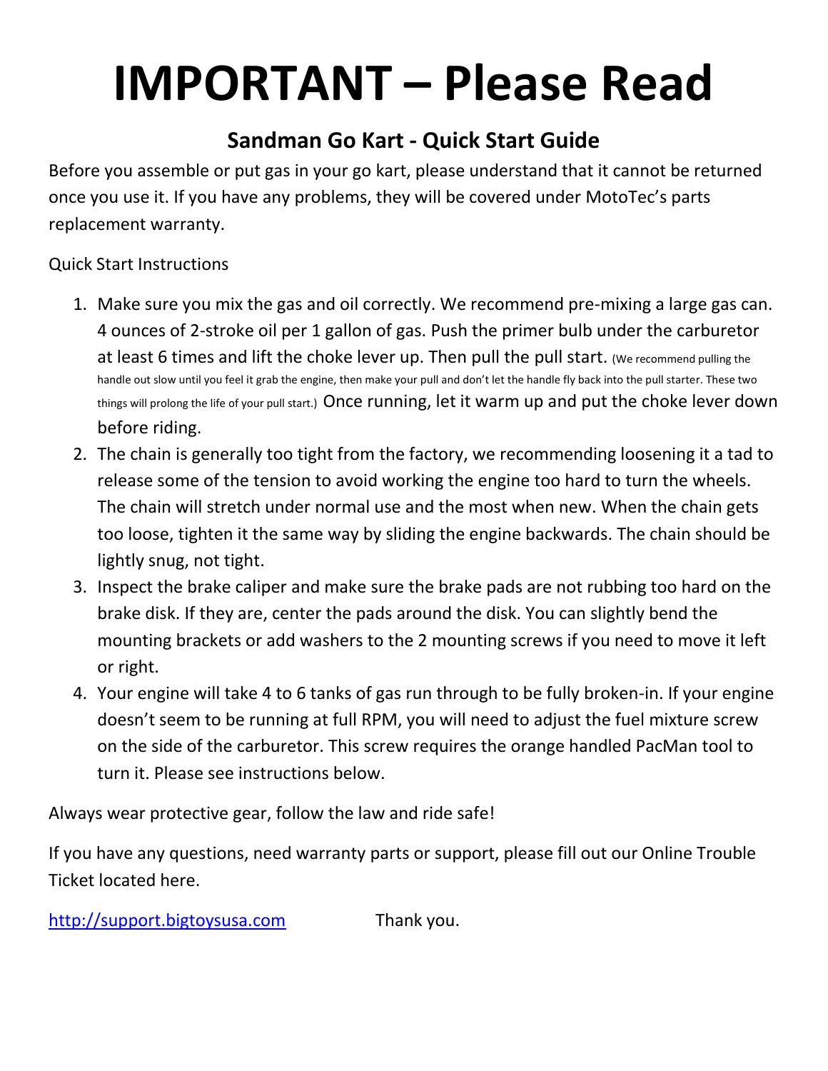# IMPORTANT – Please Read

## Sandman Go Kart - Quick Start Guide

Before you assemble or put gas in your go kart, please understand that it cannot be returned once you use it. If you have any problems, they will be covered under MotoTec's parts replacement warranty.

Quick Start Instructions

1. Make sure you mix the gas and oil correctly. We recommend pre-mixing a large gas can. 4 ounces of 2-stroke oil per 1 gallon of gas. Push the primer bulb under the carburetor at least 6 times and lift the choke lever up. Then pull the pull start. (We recommend pulling the handle out slow until you feel it grab the engine, then make your pull and don't let the handle fly back into the pull starter. These two things will prolong the life of your pull start.) Once running, let it warm up and put the choke lever down before riding.
2. The chain is generally too tight from the factory, we recommending loosening it a tad to release some of the tension to avoid working the engine too hard to turn the wheels. The chain will stretch under normal use and the most when new. When the chain gets too loose, tighten it the same way by sliding the engine backwards. The chain should be lightly snug, not tight.
3. Inspect the brake caliper and make sure the brake pads are not rubbing too hard on the brake disk. If they are, center the pads around the disk. You can slightly bend the mounting brackets or add washers to the 2 mounting screws if you need to move it left or right.
4. Your engine will take 4 to 6 tanks of gas run through to be fully broken-in. If your engine doesn't seem to be running at full RPM, you will need to adjust the fuel mixture screw on the side of the carburetor. This screw requires the orange handled PacMan tool to turn it. Please see instructions below.

Always wear protective gear, follow the law and ride safe!

If you have any questions, need warranty parts or support, please fill out our Online Trouble Ticket located here.

[http://support.bigtoysusa.com](http://support.bigtoysusa.com) Thank you.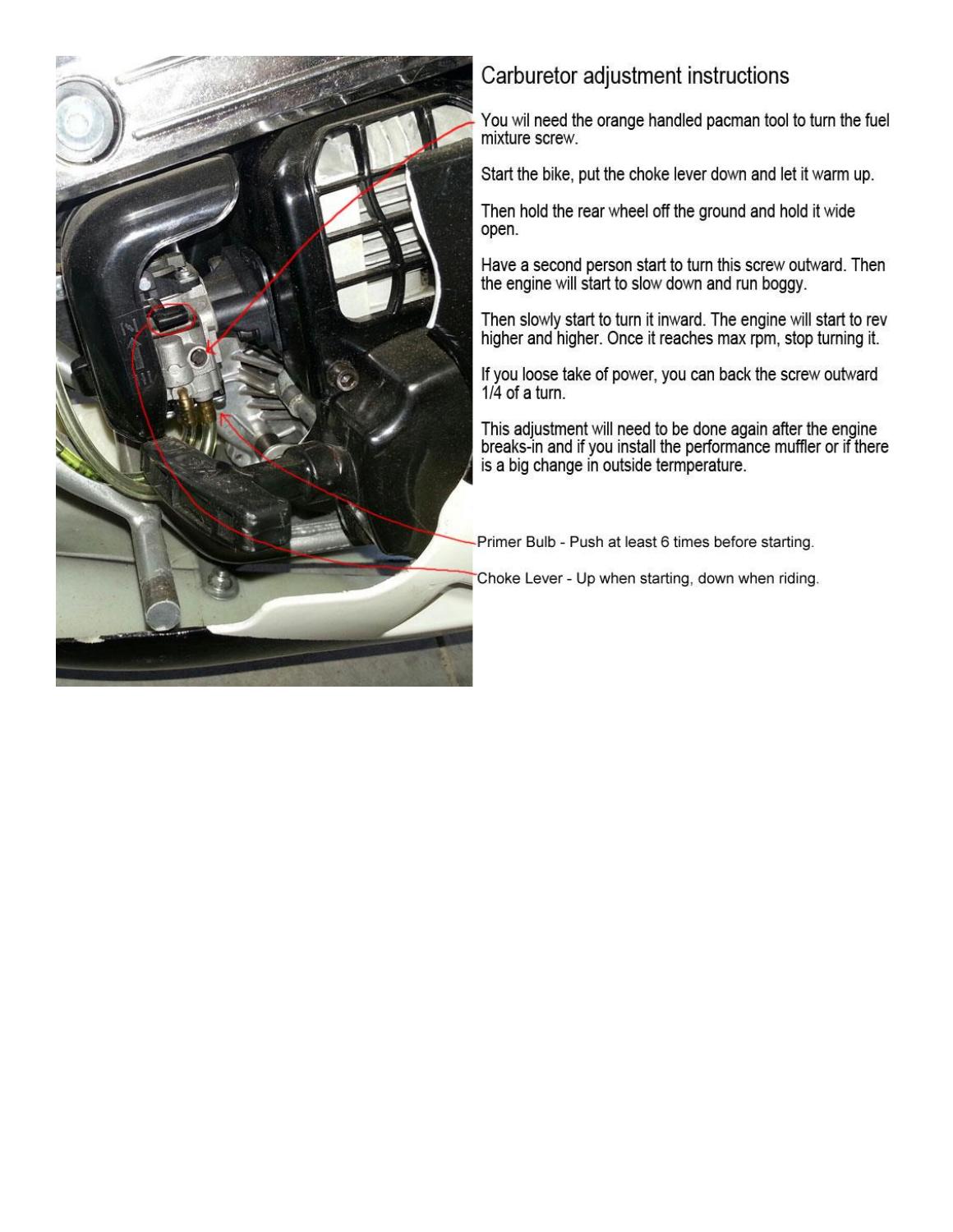# Carburetor adjustment instructions

You wil need the orange handled pacman tool to turn the fuel mixture screw.

Start the bike, put the choke lever down and let it warm up.

Then hold the rear wheel off the ground and hold it wide open.

Have a second person start to turn this screw outward. Then the engine will start to slow down and run boggy.

Then slowly start to turn it inward. The engine will start to rev higher and higher. Once it reaches max rpm, stop turning it.

If you loose take of power, you can back the screw outward 1/4 of a turn.

This adjustment will need to be done again after the engine breaks-in and if you install the performance muffler or if there is a big change in outside termperature.

Primer Bulb - Push at least 6 times before starting.

Choke Lever - Up when starting, down when riding.